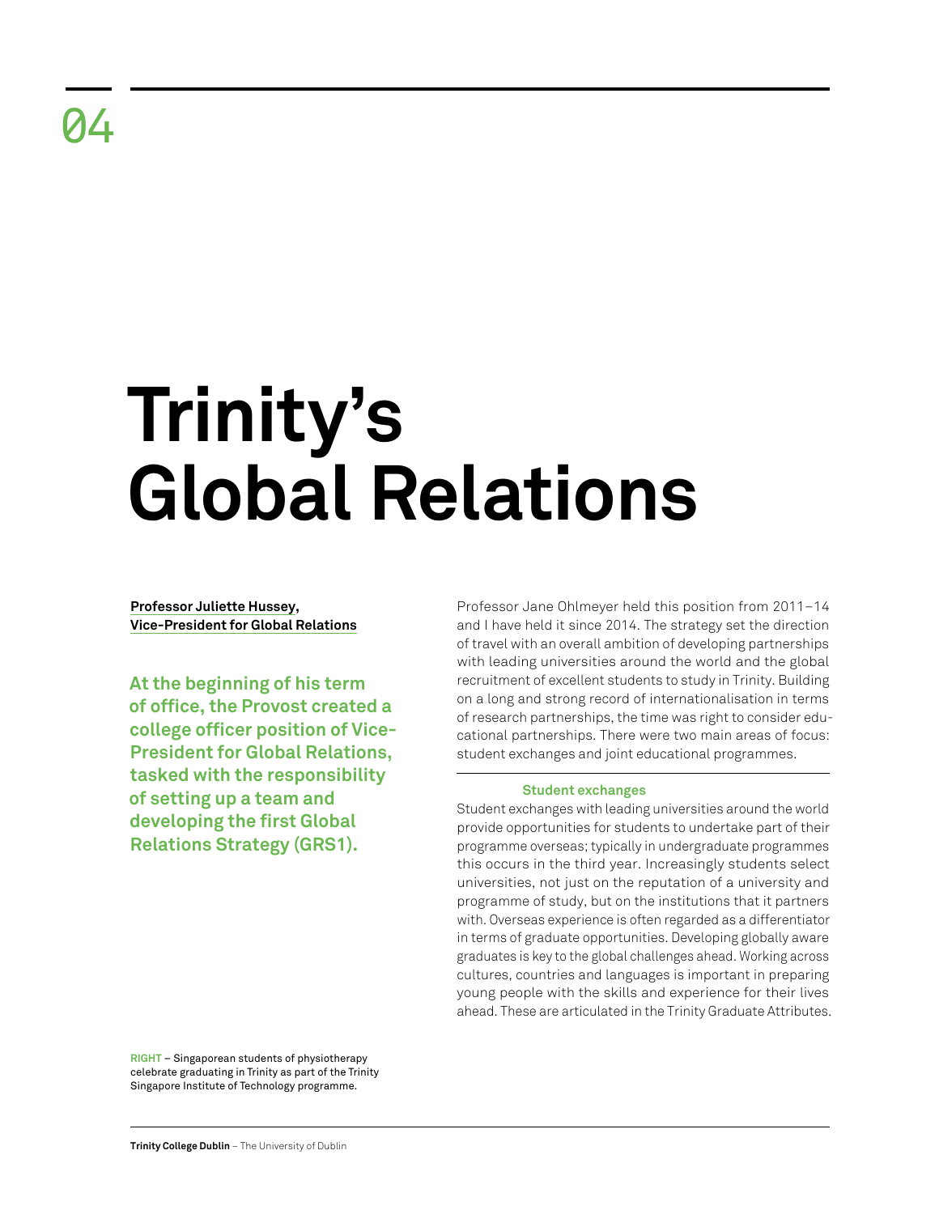04

# Trinity's Global Relations

**Professor Juliette Hussey, Vice-President for Global Relations**

**At the beginning of his term of office, the Provost created a college officer position of Vice-President for Global Relations, tasked with the responsibility of setting up a team and developing the first Global Relations Strategy (GRS1).**

Professor Jane Ohlmeyer held this position from 2011–14 and I have held it since 2014. The strategy set the direction of travel with an overall ambition of developing partnerships with leading universities around the world and the global recruitment of excellent students to study in Trinity. Building on a long and strong record of internationalisation in terms of research partnerships, the time was right to consider educational partnerships. There were two main areas of focus: student exchanges and joint educational programmes.

### Student exchanges

Student exchanges with leading universities around the world provide opportunities for students to undertake part of their programme overseas; typically in undergraduate programmes this occurs in the third year. Increasingly students select universities, not just on the reputation of a university and programme of study, but on the institutions that it partners with. Overseas experience is often regarded as a differentiator in terms of graduate opportunities. Developing globally aware graduates is key to the global challenges ahead. Working across cultures, countries and languages is important in preparing young people with the skills and experience for their lives ahead. These are articulated in the Trinity Graduate Attributes.

**RIGHT** – Singaporean students of physiotherapy celebrate graduating in Trinity as part of the Trinity Singapore Institute of Technology programme.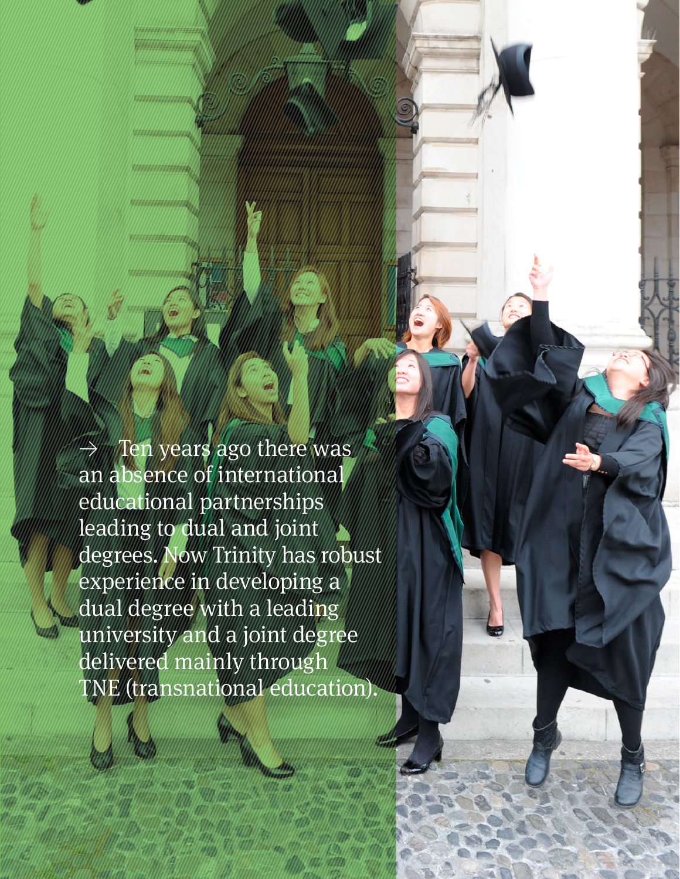→ Ten years ago there was an absence of international educational partnerships leading to dual and joint degrees. Now Trinity has robust experience in developing a dual degree with a leading university and a joint degree delivered mainly through TNE (transnational education).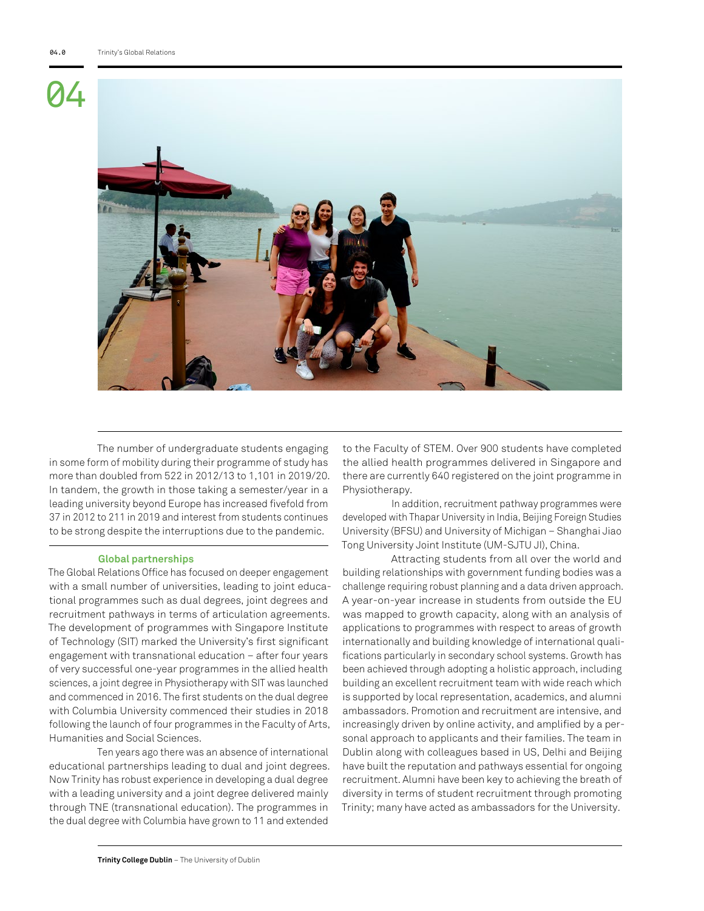The number of undergraduate students engaging in some form of mobility during their programme of study has more than doubled from 522 in 2012/13 to 1,101 in 2019/20. In tandem, the growth in those taking a semester/year in a leading university beyond Europe has increased fivefold from 37 in 2012 to 211 in 2019 and interest from students continues to be strong despite the interruptions due to the pandemic.

## Global partnerships

The Global Relations Office has focused on deeper engagement with a small number of universities, leading to joint educational programmes such as dual degrees, joint degrees and recruitment pathways in terms of articulation agreements. The development of programmes with Singapore Institute of Technology (SIT) marked the University's first significant engagement with transnational education – after four years of very successful one-year programmes in the allied health sciences, a joint degree in Physiotherapy with SIT was launched and commenced in 2016. The first students on the dual degree with Columbia University commenced their studies in 2018 following the launch of four programmes in the Faculty of Arts, Humanities and Social Sciences.

Ten years ago there was an absence of international educational partnerships leading to dual and joint degrees. Now Trinity has robust experience in developing a dual degree with a leading university and a joint degree delivered mainly through TNE (transnational education). The programmes in the dual degree with Columbia have grown to 11 and extended to the Faculty of STEM. Over 900 students have completed the allied health programmes delivered in Singapore and there are currently 640 registered on the joint programme in Physiotherapy.

In addition, recruitment pathway programmes were developed with Thapar University in India, Beijing Foreign Studies University (BFSU) and University of Michigan – Shanghai Jiao Tong University Joint Institute (UM-SJTU JI), China.

Attracting students from all over the world and building relationships with government funding bodies was a challenge requiring robust planning and a data driven approach. A year-on-year increase in students from outside the EU was mapped to growth capacity, along with an analysis of applications to programmes with respect to areas of growth internationally and building knowledge of international qualifications particularly in secondary school systems. Growth has been achieved through adopting a holistic approach, including building an excellent recruitment team with wide reach which is supported by local representation, academics, and alumni ambassadors. Promotion and recruitment are intensive, and increasingly driven by online activity, and amplified by a personal approach to applicants and their families. The team in Dublin along with colleagues based in US, Delhi and Beijing have built the reputation and pathways essential for ongoing recruitment. Alumni have been key to achieving the breath of diversity in terms of student recruitment through promoting Trinity; many have acted as ambassadors for the University.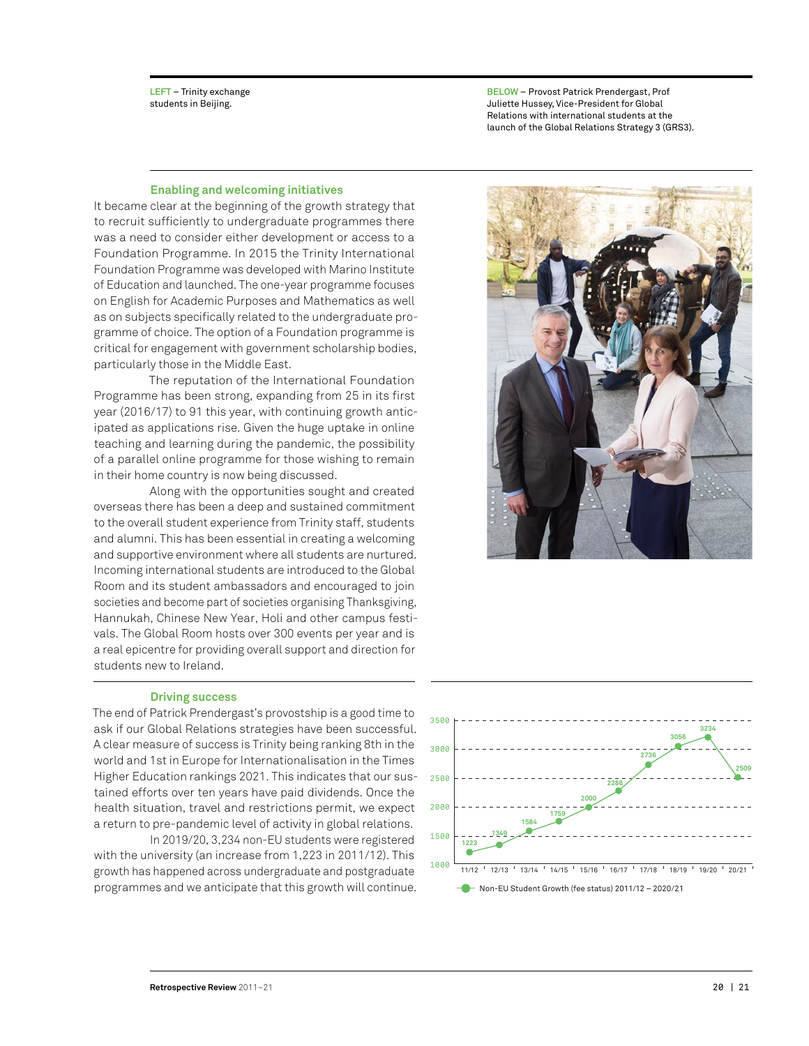**LEFT** – Trinity exchange students in Beijing.

**BELOW** – Provost Patrick Prendergast, Prof Juliette Hussey, Vice-President for Global Relations with international students at the launch of the Global Relations Strategy 3 (GRS3).

### Enabling and welcoming initiatives

It became clear at the beginning of the growth strategy that to recruit sufficiently to undergraduate programmes there was a need to consider either development or access to a Foundation Programme. In 2015 the Trinity International Foundation Programme was developed with Marino Institute of Education and launched. The one-year programme focuses on English for Academic Purposes and Mathematics as well as on subjects specifically related to the undergraduate programme of choice. The option of a Foundation programme is critical for engagement with government scholarship bodies, particularly those in the Middle East.

The reputation of the International Foundation Programme has been strong, expanding from 25 in its first year (2016/17) to 91 this year, with continuing growth anticipated as applications rise. Given the huge uptake in online teaching and learning during the pandemic, the possibility of a parallel online programme for those wishing to remain in their home country is now being discussed.

Along with the opportunities sought and created overseas there has been a deep and sustained commitment to the overall student experience from Trinity staff, students and alumni. This has been essential in creating a welcoming and supportive environment where all students are nurtured. Incoming international students are introduced to the Global Room and its student ambassadors and encouraged to join societies and become part of societies organising Thanksgiving, Hannukah, Chinese New Year, Holi and other campus festivals. The Global Room hosts over 300 events per year and is a real epicentre for providing overall support and direction for students new to Ireland.

### Driving success

The end of Patrick Prendergast's provostship is a good time to ask if our Global Relations strategies have been successful. A clear measure of success is Trinity being ranking 8th in the world and 1st in Europe for Internationalisation in the Times Higher Education rankings 2021. This indicates that our sustained efforts over ten years have paid dividends. Once the health situation, travel and restrictions permit, we expect a return to pre-pandemic level of activity in global relations.

In 2019/20, 3,234 non-EU students were registered with the university (an increase from 1,223 in 2011/12). This growth has happened across undergraduate and postgraduate programmes and we anticipate that this growth will continue.

3500
3000
2500
2000
1500
1000

1223
1349
1584
1759
2000
2286
2736
3056
3234
2509

11/12 12/13 13/14 14/15 15/16 16/17 17/18 18/19 19/20 20/21

Non-EU Student Growth (fee status) 2011/12 – 2020/21